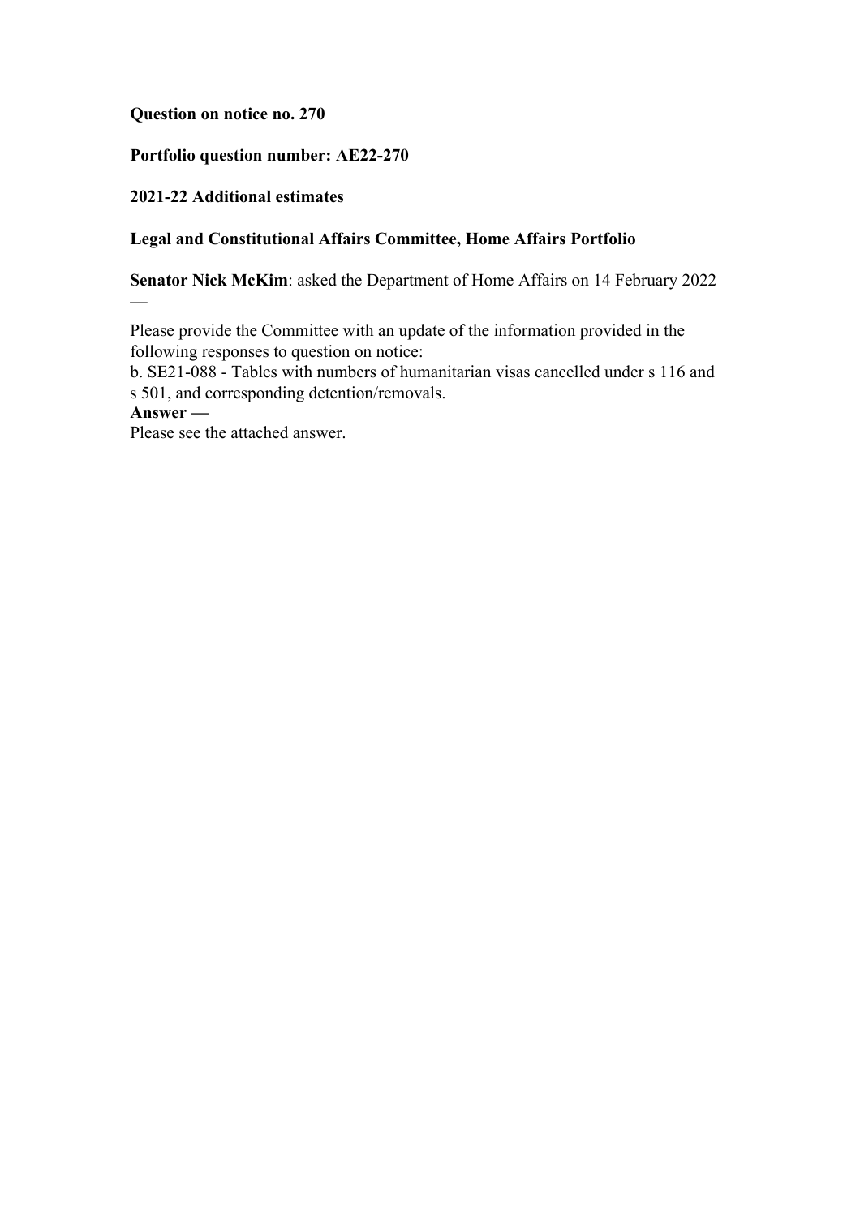**Question on notice no. 270**

**Portfolio question number: AE22-270**

**2021-22 Additional estimates**

**Legal and Constitutional Affairs Committee, Home Affairs Portfolio**

**Senator Nick McKim**: asked the Department of Home Affairs on 14 February 2022 —

Please provide the Committee with an update of the information provided in the following responses to question on notice:
b. SE21-088 - Tables with numbers of humanitarian visas cancelled under s 116 and s 501, and corresponding detention/removals.

**Answer —**
Please see the attached answer.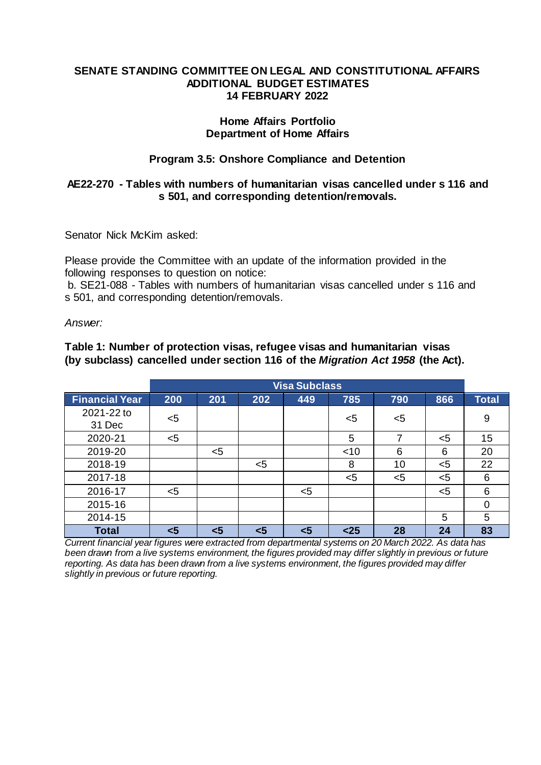**SENATE STANDING COMMITTEE ON LEGAL AND CONSTITUTIONAL AFFAIRS**
**ADDITIONAL BUDGET ESTIMATES**
**14 FEBRUARY 2022**

**Home Affairs Portfolio**
**Department of Home Affairs**

**Program 3.5: Onshore Compliance and Detention**

**AE22-270 - Tables with numbers of humanitarian visas cancelled under s 116 and s 501, and corresponding detention/removals.**

Senator Nick McKim asked:

Please provide the Committee with an update of the information provided in the following responses to question on notice:
b. SE21-088 - Tables with numbers of humanitarian visas cancelled under s 116 and s 501, and corresponding detention/removals.

*Answer:*

**Table 1: Number of protection visas, refugee visas and humanitarian visas (by subclass) cancelled under section 116 of the *Migration Act 1958* (the Act).**

| | Visa Subclass | | | | | | | |
|---|---|---|---|---|---|---|---|---|
| **Financial Year** | **200** | **201** | **202** | **449** | **785** | **790** | **866** | **Total** |
| 2021-22 to 31 Dec | <5 | | | | <5 | <5 | | 9 |
| 2020-21 | <5 | | | | 5 | 7 | <5 | 15 |
| 2019-20 | | <5 | | | <10 | 6 | 6 | 20 |
| 2018-19 | | | <5 | | 8 | 10 | <5 | 22 |
| 2017-18 | | | | | <5 | <5 | <5 | 6 |
| 2016-17 | <5 | | | <5 | | | <5 | 6 |
| 2015-16 | | | | | | | | 0 |
| 2014-15 | | | | | | | 5 | 5 |
| **Total** | **<5** | **<5** | **<5** | **<5** | **<25** | **28** | **24** | **83** |

*Current financial year figures were extracted from departmental systems on 20 March 2022. As data has been drawn from a live systems environment, the figures provided may differ slightly in previous or future reporting. As data has been drawn from a live systems environment, the figures provided may differ slightly in previous or future reporting.*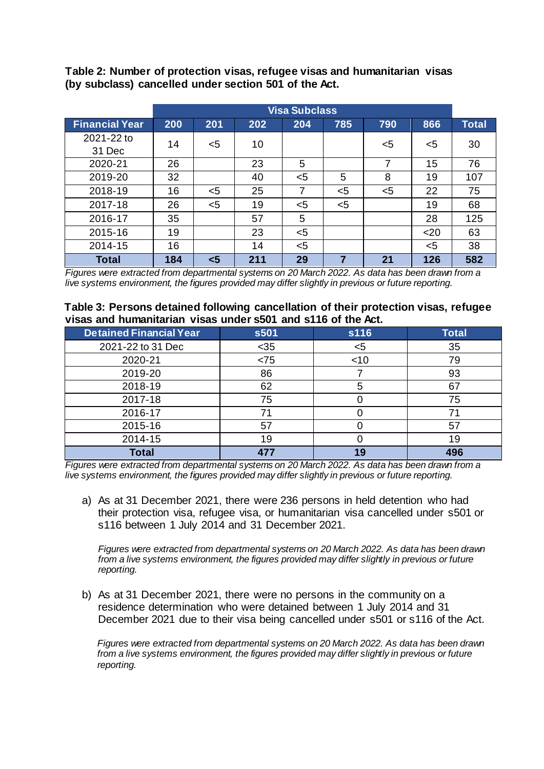**Table 2: Number of protection visas, refugee visas and humanitarian visas (by subclass) cancelled under section 501 of the Act.**

| | Visa Subclass | | | | | | | |
|---|---|---|---|---|---|---|---|---|
| **Financial Year** | **200** | **201** | **202** | **204** | **785** | **790** | **866** | **Total** |
| 2021-22 to 31 Dec | 14 | <5 | 10 | | | <5 | <5 | 30 |
| 2020-21 | 26 | | 23 | 5 | | 7 | 15 | 76 |
| 2019-20 | 32 | | 40 | <5 | 5 | 8 | 19 | 107 |
| 2018-19 | 16 | <5 | 25 | 7 | <5 | <5 | 22 | 75 |
| 2017-18 | 26 | <5 | 19 | <5 | <5 | | 19 | 68 |
| 2016-17 | 35 | | 57 | 5 | | | 28 | 125 |
| 2015-16 | 19 | | 23 | <5 | | | <20 | 63 |
| 2014-15 | 16 | | 14 | <5 | | | <5 | 38 |
| **Total** | **184** | **<5** | **211** | **29** | **7** | **21** | **126** | **582** |

*Figures were extracted from departmental systems on 20 March 2022. As data has been drawn from a live systems environment, the figures provided may differ slightly in previous or future reporting.*

**Table 3: Persons detained following cancellation of their protection visas, refugee visas and humanitarian visas under s501 and s116 of the Act.**

| Detained Financial Year | s501 | s116 | Total |
|---|---|---|---|
| 2021-22 to 31 Dec | <35 | <5 | 35 |
| 2020-21 | <75 | <10 | 79 |
| 2019-20 | 86 | 7 | 93 |
| 2018-19 | 62 | 5 | 67 |
| 2017-18 | 75 | 0 | 75 |
| 2016-17 | 71 | 0 | 71 |
| 2015-16 | 57 | 0 | 57 |
| 2014-15 | 19 | 0 | 19 |
| **Total** | **477** | **19** | **496** |

*Figures were extracted from departmental systems on 20 March 2022. As data has been drawn from a live systems environment, the figures provided may differ slightly in previous or future reporting.*

a) As at 31 December 2021, there were 236 persons in held detention who had their protection visa, refugee visa, or humanitarian visa cancelled under s501 or s116 between 1 July 2014 and 31 December 2021.

   *Figures were extracted from departmental systems on 20 March 2022. As data has been drawn from a live systems environment, the figures provided may differ slightly in previous or future reporting.*

b) As at 31 December 2021, there were no persons in the community on a residence determination who were detained between 1 July 2014 and 31 December 2021 due to their visa being cancelled under s501 or s116 of the Act.

   *Figures were extracted from departmental systems on 20 March 2022. As data has been drawn from a live systems environment, the figures provided may differ slightly in previous or future reporting.*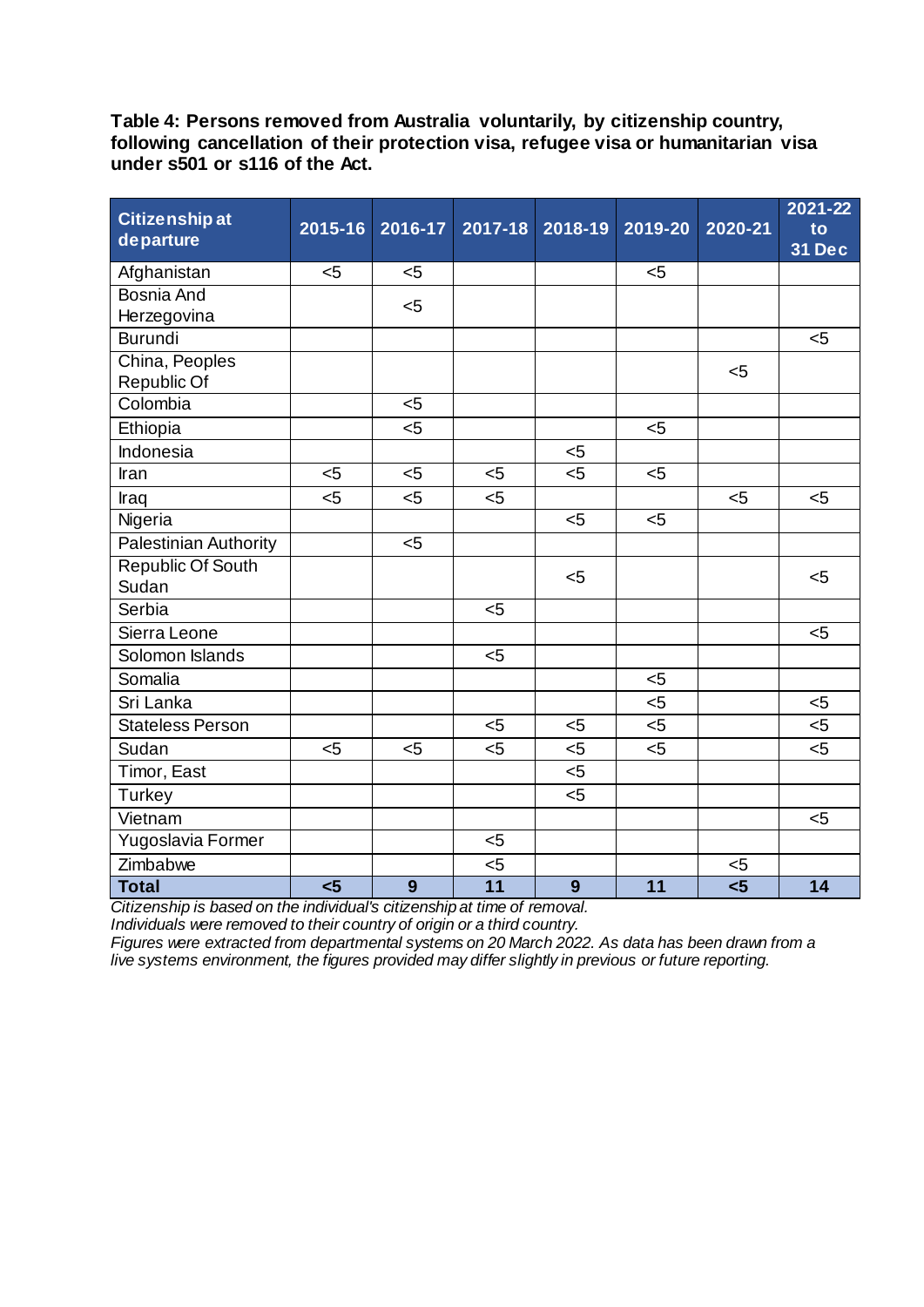**Table 4: Persons removed from Australia voluntarily, by citizenship country, following cancellation of their protection visa, refugee visa or humanitarian visa under s501 or s116 of the Act.**

| Citizenship at departure | 2015-16 | 2016-17 | 2017-18 | 2018-19 | 2019-20 | 2020-21 | 2021-22 to 31 Dec |
|---|---|---|---|---|---|---|---|
| Afghanistan | <5 | <5 | | | <5 | | |
| Bosnia And Herzegovina | | <5 | | | | | |
| Burundi | | | | | | | <5 |
| China, Peoples Republic Of | | | | | | <5 | |
| Colombia | | <5 | | | | | |
| Ethiopia | | <5 | | | <5 | | |
| Indonesia | | | | <5 | | | |
| Iran | <5 | <5 | <5 | <5 | <5 | | |
| Iraq | <5 | <5 | <5 | | | <5 | <5 |
| Nigeria | | | | <5 | <5 | | |
| Palestinian Authority | | <5 | | | | | |
| Republic Of South Sudan | | | | <5 | | | <5 |
| Serbia | | | <5 | | | | |
| Sierra Leone | | | | | | | <5 |
| Solomon Islands | | | <5 | | | | |
| Somalia | | | | | <5 | | |
| Sri Lanka | | | | | <5 | | <5 |
| Stateless Person | | | <5 | <5 | <5 | | <5 |
| Sudan | <5 | <5 | <5 | <5 | <5 | | <5 |
| Timor, East | | | | <5 | | | |
| Turkey | | | | <5 | | | |
| Vietnam | | | | | | | <5 |
| Yugoslavia Former | | | <5 | | | | |
| Zimbabwe | | | <5 | | | <5 | |
| **Total** | **<5** | **9** | **11** | **9** | **11** | **<5** | **14** |

*Citizenship is based on the individual's citizenship at time of removal.*
*Individuals were removed to their country of origin or a third country.*
*Figures were extracted from departmental systems on 20 March 2022. As data has been drawn from a live systems environment, the figures provided may differ slightly in previous or future reporting.*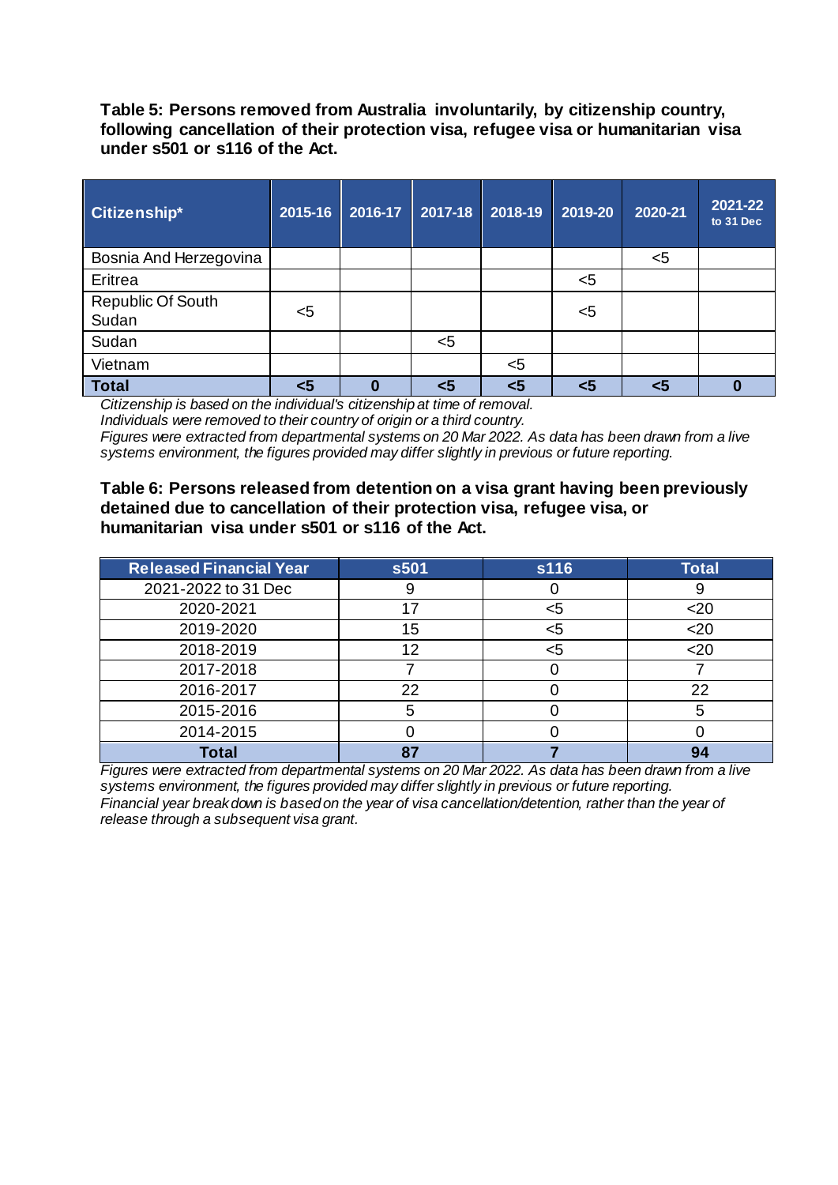**Table 5: Persons removed from Australia involuntarily, by citizenship country, following cancellation of their protection visa, refugee visa or humanitarian visa under s501 or s116 of the Act.**

| Citizenship* | 2015-16 | 2016-17 | 2017-18 | 2018-19 | 2019-20 | 2020-21 | 2021-22 to 31 Dec |
|---|---|---|---|---|---|---|---|
| Bosnia And Herzegovina | | | | | | <5 | |
| Eritrea | | | | | <5 | | |
| Republic Of South Sudan | <5 | | | | <5 | | |
| Sudan | | | <5 | | | | |
| Vietnam | | | | <5 | | | |
| **Total** | **<5** | **0** | **<5** | **<5** | **<5** | **<5** | **0** |

*Citizenship is based on the individual's citizenship at time of removal.*
*Individuals were removed to their country of origin or a third country.*
*Figures were extracted from departmental systems on 20 Mar 2022. As data has been drawn from a live systems environment, the figures provided may differ slightly in previous or future reporting.*

**Table 6: Persons released from detention on a visa grant having been previously detained due to cancellation of their protection visa, refugee visa, or humanitarian visa under s501 or s116 of the Act.**

| Released Financial Year | s501 | s116 | Total |
|---|---|---|---|
| 2021-2022 to 31 Dec | 9 | 0 | 9 |
| 2020-2021 | 17 | <5 | <20 |
| 2019-2020 | 15 | <5 | <20 |
| 2018-2019 | 12 | <5 | <20 |
| 2017-2018 | 7 | 0 | 7 |
| 2016-2017 | 22 | 0 | 22 |
| 2015-2016 | 5 | 0 | 5 |
| 2014-2015 | 0 | 0 | 0 |
| **Total** | **87** | **7** | **94** |

*Figures were extracted from departmental systems on 20 Mar 2022. As data has been drawn from a live systems environment, the figures provided may differ slightly in previous or future reporting.*
*Financial year breakdown is based on the year of visa cancellation/detention, rather than the year of release through a subsequent visa grant.*